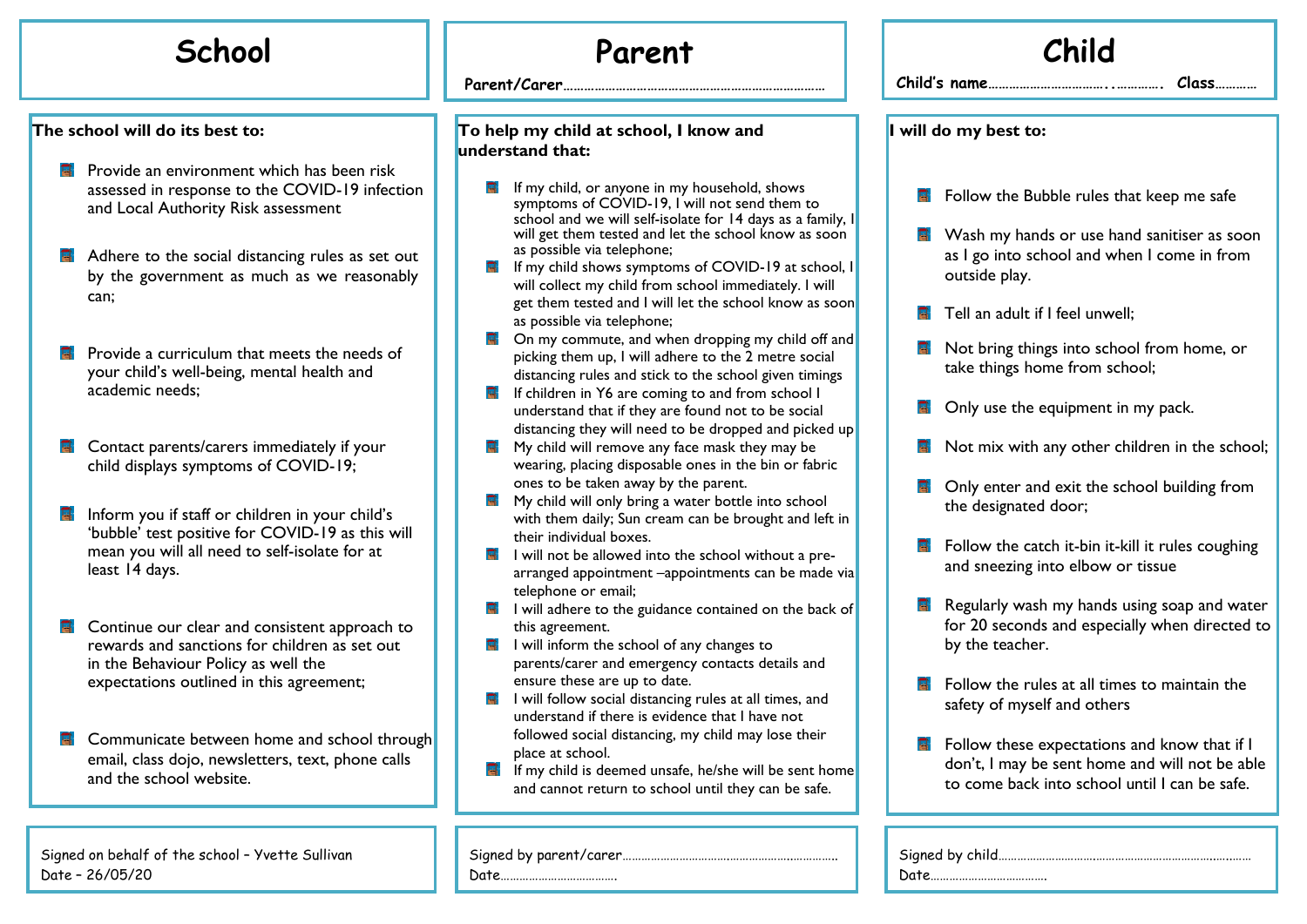# School

**The school will do its best to:**

- Provide an environment which has been risk assessed in response to the COVID-19 infection and Local Authority Risk assessment
- Adhere to the social distancing rules as set out by the government as much as we reasonably can;
- Provide a curriculum that meets the needs of your child's well-being, mental health and academic needs;
- Contact parents/carers immediately if your child displays symptoms of COVID-19;
- Inform you if staff or children in your child's 'bubble' test positive for COVID-19 as this will mean you will all need to self-isolate for at least 14 days.
- Continue our clear and consistent approach to rewards and sanctions for children as set out in the Behaviour Policy as well the expectations outlined in this agreement;
- Communicate between home and school through email, class dojo, newsletters, text, phone calls and the school website.

Signed on behalf of the school – Yvette Sullivan
Date – 26/05/20

# Parent

**Parent/Carer**………………………………………………………………

**To help my child at school, I know and understand that:**

- If my child, or anyone in my household, shows symptoms of COVID-19, I will not send them to school and we will self-isolate for 14 days as a family, I will get them tested and let the school know as soon as possible via telephone;
- If my child shows symptoms of COVID-19 at school, I will collect my child from school immediately. I will get them tested and I will let the school know as soon as possible via telephone;
- On my commute, and when dropping my child off and picking them up, I will adhere to the 2 metre social distancing rules and stick to the school given timings
- If children in Y6 are coming to and from school I understand that if they are found not to be social distancing they will need to be dropped and picked up
- My child will remove any face mask they may be wearing, placing disposable ones in the bin or fabric ones to be taken away by the parent.
- My child will only bring a water bottle into school with them daily; Sun cream can be brought and left in their individual boxes.
- I will not be allowed into the school without a pre-arranged appointment –appointments can be made via telephone or email;
- I will adhere to the guidance contained on the back of this agreement.
- I will inform the school of any changes to parents/carer and emergency contacts details and ensure these are up to date.
- I will follow social distancing rules at all times, and understand if there is evidence that I have not followed social distancing, my child may lose their place at school.
- If my child is deemed unsafe, he/she will be sent home and cannot return to school until they can be safe.

Signed by parent/carer…………………………………………………………
Date………………………………

# Child

**Child's name**……………………………..…………. **Class**…………

**I will do my best to:**

- Follow the Bubble rules that keep me safe
- Wash my hands or use hand sanitiser as soon as I go into school and when I come in from outside play.
- Tell an adult if I feel unwell;
- Not bring things into school from home, or take things home from school;
- Only use the equipment in my pack.
- Not mix with any other children in the school;
- Only enter and exit the school building from the designated door;
- Follow the catch it-bin it-kill it rules coughing and sneezing into elbow or tissue
- Regularly wash my hands using soap and water for 20 seconds and especially when directed to by the teacher.
- Follow the rules at all times to maintain the safety of myself and others
- Follow these expectations and know that if I don't, I may be sent home and will not be able to come back into school until I can be safe.

Signed by child……………………………………………………………………
Date………………………………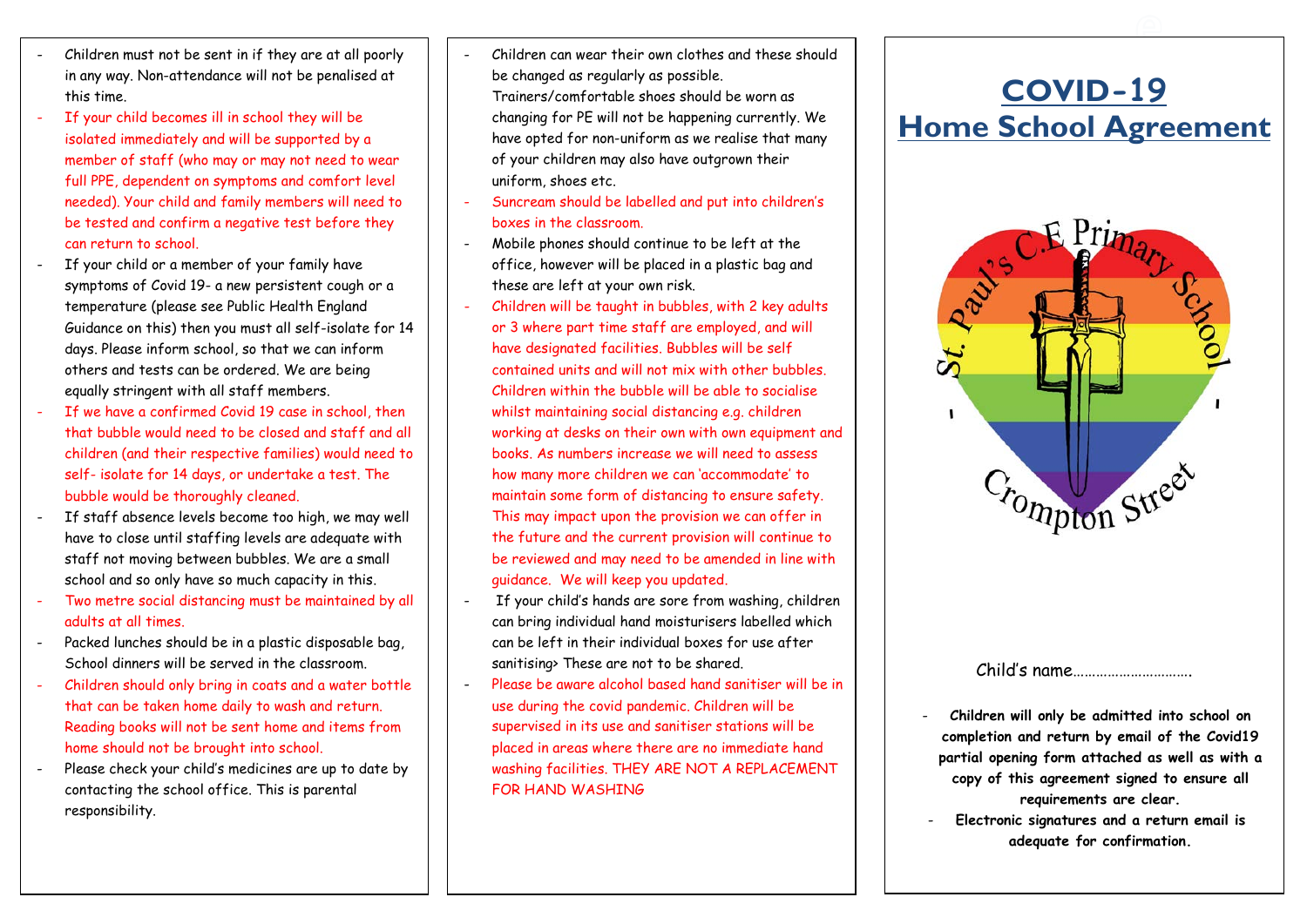- Children must not be sent in if they are at all poorly in any way. Non-attendance will not be penalised at this time.
- If your child becomes ill in school they will be isolated immediately and will be supported by a member of staff (who may or may not need to wear full PPE, dependent on symptoms and comfort level needed). Your child and family members will need to be tested and confirm a negative test before they can return to school.
- If your child or a member of your family have symptoms of Covid 19- a new persistent cough or a temperature (please see Public Health England Guidance on this) then you must all self-isolate for 14 days. Please inform school, so that we can inform others and tests can be ordered. We are being equally stringent with all staff members.
- If we have a confirmed Covid 19 case in school, then that bubble would need to be closed and staff and all children (and their respective families) would need to self- isolate for 14 days, or undertake a test. The bubble would be thoroughly cleaned.
- If staff absence levels become too high, we may well have to close until staffing levels are adequate with staff not moving between bubbles. We are a small school and so only have so much capacity in this.
- Two metre social distancing must be maintained by all adults at all times.
- Packed lunches should be in a plastic disposable bag, School dinners will be served in the classroom.
- Children should only bring in coats and a water bottle that can be taken home daily to wash and return. Reading books will not be sent home and items from home should not be brought into school.
- Please check your child's medicines are up to date by contacting the school office. This is parental responsibility.
- Children can wear their own clothes and these should be changed as regularly as possible. Trainers/comfortable shoes should be worn as changing for PE will not be happening currently. We have opted for non-uniform as we realise that many of your children may also have outgrown their uniform, shoes etc.
- Suncream should be labelled and put into children's boxes in the classroom.
- Mobile phones should continue to be left at the office, however will be placed in a plastic bag and these are left at your own risk.
- Children will be taught in bubbles, with 2 key adults or 3 where part time staff are employed, and will have designated facilities. Bubbles will be self contained units and will not mix with other bubbles. Children within the bubble will be able to socialise whilst maintaining social distancing e.g. children working at desks on their own with own equipment and books. As numbers increase we will need to assess how many more children we can 'accommodate' to maintain some form of distancing to ensure safety. This may impact upon the provision we can offer in the future and the current provision will continue to be reviewed and may need to be amended in line with guidance. We will keep you updated.
- If your child's hands are sore from washing, children can bring individual hand moisturisers labelled which can be left in their individual boxes for use after sanitising> These are not to be shared.
- Please be aware alcohol based hand sanitiser will be in use during the covid pandemic. Children will be supervised in its use and sanitiser stations will be placed in areas where there are no immediate hand washing facilities. THEY ARE NOT A REPLACEMENT FOR HAND WASHING

# COVID-19 Home School Agreement

St. Paul's C.E Primary School - Crompton Street

Child's name…………………………

- **Children will only be admitted into school on completion and return by email of the Covid19 partial opening form attached as well as with a copy of this agreement signed to ensure all requirements are clear.**
- **Electronic signatures and a return email is adequate for confirmation.**